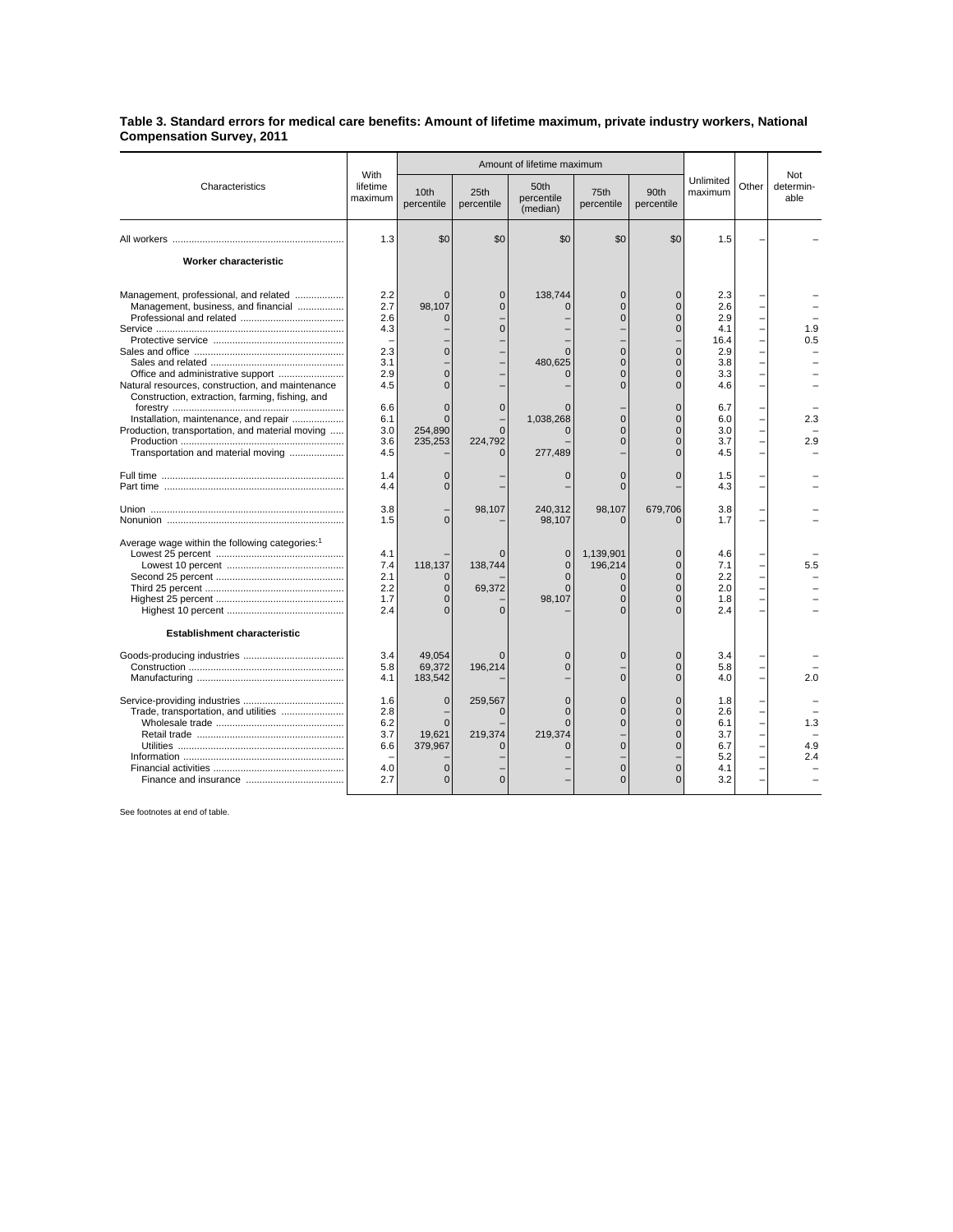**Table 3. Standard errors for medical care benefits: Amount of lifetime maximum, private industry workers, National Compensation Survey, 2011**

| Characteristics | With lifetime maximum | Amount of lifetime maximum | | | | | Unlimited maximum | Other | Not determin-able |
|---|---|---|---|---|---|---|---|---|---|
| | | 10th percentile | 25th percentile | 50th percentile (median) | 75th percentile | 90th percentile | | | |
| All workers | 1.3 | $0 | $0 | $0 | $0 | $0 | 1.5 | – | – |
| **Worker characteristic** | | | | | | | | | |
| Management, professional, and related | 2.2 | 0 | 0 | 138,744 | 0 | 0 | 2.3 | – | – |
| Management, business, and financial | 2.7 | 98,107 | 0 | 0 | 0 | 0 | 2.6 | – | – |
| Professional and related | 2.6 | 0 | – | – | 0 | 0 | 2.9 | – | – |
| Service | 4.3 | – | 0 | – | – | 0 | 4.1 | – | 1.9 |
| Protective service | – | – | – | – | – | – | 16.4 | – | 0.5 |
| Sales and office | 2.3 | 0 | – | 0 | 0 | 0 | 2.9 | – | – |
| Sales and related | 3.1 | – | – | 480,625 | 0 | 0 | 3.8 | – | – |
| Office and administrative support | 2.9 | 0 | – | 0 | 0 | 0 | 3.3 | – | – |
| Natural resources, construction, and maintenance | 4.5 | 0 | – | – | 0 | 0 | 4.6 | – | – |
| Construction, extraction, farming, fishing, and forestry | 6.6 | 0 | 0 | 0 | – | 0 | 6.7 | – | – |
| Installation, maintenance, and repair | 6.1 | 0 | – | 1,038,268 | 0 | 0 | 6.0 | – | 2.3 |
| Production, transportation, and material moving | 3.0 | 254,890 | 0 | 0 | 0 | 0 | 3.0 | – | – |
| Production | 3.6 | 235,253 | 224,792 | – | 0 | 0 | 3.7 | – | 2.9 |
| Transportation and material moving | 4.5 | – | 0 | 277,489 | – | 0 | 4.5 | – | – |
| Full time | 1.4 | 0 | – | 0 | 0 | 0 | 1.5 | – | – |
| Part time | 4.4 | 0 | – | – | 0 | – | 4.3 | – | – |
| Union | 3.8 | – | 98,107 | 240,312 | 98,107 | 679,706 | 3.8 | – | – |
| Nonunion | 1.5 | 0 | – | 98,107 | 0 | 0 | 1.7 | – | – |
| Average wage within the following categories:[1] | | | | | | | | | |
| Lowest 25 percent | 4.1 | – | 0 | 0 | 1,139,901 | 0 | 4.6 | – | – |
| Lowest 10 percent | 7.4 | 118,137 | 138,744 | 0 | 196,214 | 0 | 7.1 | – | 5.5 |
| Second 25 percent | 2.1 | 0 | – | 0 | 0 | 0 | 2.2 | – | – |
| Third 25 percent | 2.2 | 0 | 69,372 | 0 | 0 | 0 | 2.0 | – | – |
| Highest 25 percent | 1.7 | 0 | – | 98,107 | 0 | 0 | 1.8 | – | – |
| Highest 10 percent | 2.4 | 0 | 0 | – | 0 | 0 | 2.4 | – | – |
| **Establishment characteristic** | | | | | | | | | |
| Goods-producing industries | 3.4 | 49,054 | 0 | 0 | 0 | 0 | 3.4 | – | – |
| Construction | 5.8 | 69,372 | 196,214 | 0 | – | 0 | 5.8 | – | – |
| Manufacturing | 4.1 | 183,542 | – | – | 0 | 0 | 4.0 | – | 2.0 |
| Service-providing industries | 1.6 | 0 | 259,567 | 0 | 0 | 0 | 1.8 | – | – |
| Trade, transportation, and utilities | 2.8 | – | 0 | 0 | 0 | 0 | 2.6 | – | – |
| Wholesale trade | 6.2 | 0 | – | 0 | 0 | 0 | 6.1 | – | 1.3 |
| Retail trade | 3.7 | 19,621 | 219,374 | 219,374 | – | 0 | 3.7 | – | – |
| Utilities | 6.6 | 379,967 | 0 | 0 | 0 | 0 | 6.7 | – | 4.9 |
| Information | – | – | – | – | – | – | 5.2 | – | 2.4 |
| Financial activities | 4.0 | 0 | – | – | 0 | 0 | 4.1 | – | – |
| Finance and insurance | 2.7 | 0 | 0 | – | 0 | 0 | 3.2 | – | – |

See footnotes at end of table.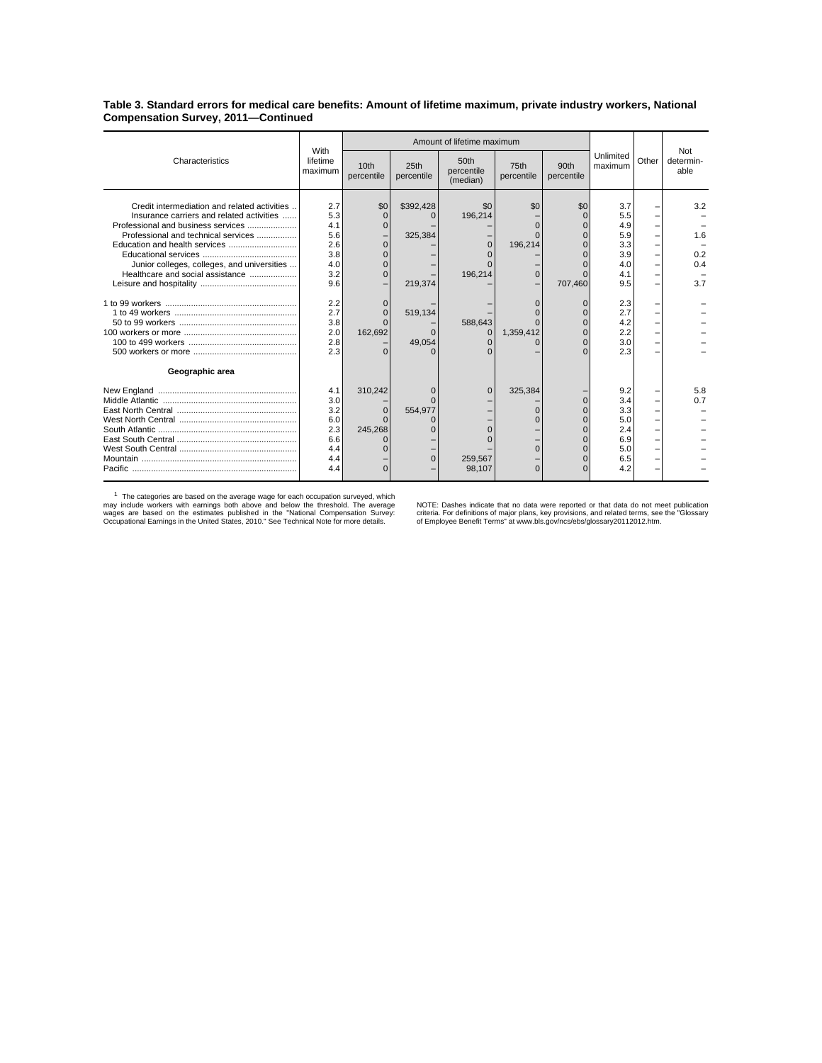**Table 3. Standard errors for medical care benefits: Amount of lifetime maximum, private industry workers, National Compensation Survey, 2011—Continued**

| Characteristics | With lifetime maximum | Amount of lifetime maximum | | | | | Unlimited maximum | Other | Not determin-able |
|---|---|---|---|---|---|---|---|---|---|
| | | 10th percentile | 25th percentile | 50th percentile (median) | 75th percentile | 90th percentile | | | |
| Credit intermediation and related activities | 2.7 | $0 | $392,428 | $0 | $0 | $0 | 3.7 | – | 3.2 |
| Insurance carriers and related activities | 5.3 | 0 | 0 | 196,214 | – | 0 | 5.5 | – | – |
| Professional and business services | 4.1 | 0 | – | – | 0 | 0 | 4.9 | – | – |
| Professional and technical services | 5.6 | – | 325,384 | – | 0 | 0 | 5.9 | – | 1.6 |
| Education and health services | 2.6 | 0 | – | 0 | 196,214 | 0 | 3.3 | – | – |
| Educational services | 3.8 | 0 | – | 0 | – | 0 | 3.9 | – | 0.2 |
| Junior colleges, colleges, and universities | 4.0 | 0 | – | 0 | – | 0 | 4.0 | – | 0.4 |
| Healthcare and social assistance | 3.2 | 0 | – | 196,214 | 0 | 0 | 4.1 | – | – |
| Leisure and hospitality | 9.6 | – | 219,374 | – | – | 707,460 | 9.5 | – | 3.7 |
| 1 to 99 workers | 2.2 | 0 | – | – | 0 | 0 | 2.3 | – | – |
| 1 to 49 workers | 2.7 | 0 | 519,134 | – | 0 | 0 | 2.7 | – | – |
| 50 to 99 workers | 3.8 | 0 | – | 588,643 | 0 | 0 | 4.2 | – | – |
| 100 workers or more | 2.0 | 162,692 | 0 | 0 | 1,359,412 | 0 | 2.2 | – | – |
| 100 to 499 workers | 2.8 | – | 49,054 | 0 | 0 | 0 | 3.0 | – | – |
| 500 workers or more | 2.3 | 0 | 0 | 0 | – | 0 | 2.3 | – | – |
| **Geographic area** | | | | | | | | | |
| New England | 4.1 | 310,242 | 0 | 0 | 325,384 | – | 9.2 | – | 5.8 |
| Middle Atlantic | 3.0 | – | 0 | – | – | 0 | 3.4 | – | 0.7 |
| East North Central | 3.2 | 0 | 554,977 | – | 0 | 0 | 3.3 | – | – |
| West North Central | 6.0 | 0 | 0 | – | 0 | 0 | 5.0 | – | – |
| South Atlantic | 2.3 | 245,268 | 0 | 0 | – | 0 | 2.4 | – | – |
| East South Central | 6.6 | 0 | – | 0 | – | 0 | 6.9 | – | – |
| West South Central | 4.4 | 0 | – | – | 0 | 0 | 5.0 | – | – |
| Mountain | 4.4 | – | 0 | 259,567 | – | 0 | 6.5 | – | – |
| Pacific | 4.4 | 0 | – | 98,107 | 0 | 0 | 4.2 | – | – |

[1] The categories are based on the average wage for each occupation surveyed, which may include workers with earnings both above and below the threshold. The average wages are based on the estimates published in the "National Compensation Survey: Occupational Earnings in the United States, 2010." See Technical Note for more details.

NOTE: Dashes indicate that no data were reported or that data do not meet publication criteria. For definitions of major plans, key provisions, and related terms, see the "Glossary of Employee Benefit Terms" at www.bls.gov/ncs/ebs/glossary20112012.htm.